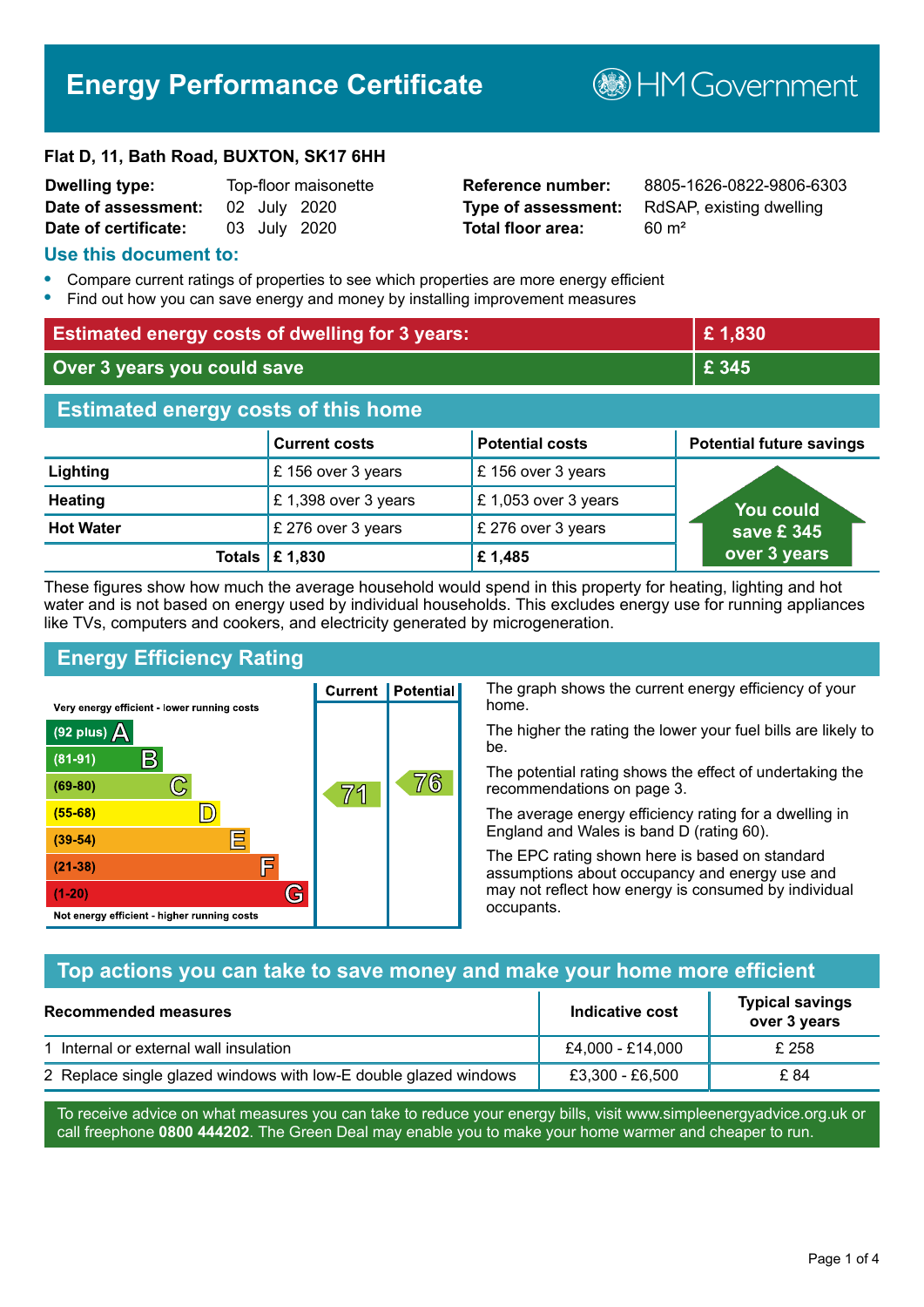# Energy Performance Certificate

HM Government

**Flat D, 11, Bath Road, BUXTON, SK17 6HH**

| | | | |
|---|---|---|---|
| **Dwelling type:** | Top-floor maisonette | **Reference number:** | 8805-1626-0822-9806-6303 |
| **Date of assessment:** | 02 July 2020 | **Type of assessment:** | RdSAP, existing dwelling |
| **Date of certificate:** | 03 July 2020 | **Total floor area:** | 60 m² |

## Use this document to:

- Compare current ratings of properties to see which properties are more energy efficient
- Find out how you can save energy and money by installing improvement measures

| | |
|---|---|
| **Estimated energy costs of dwelling for 3 years:** | **£ 1,830** |
| **Over 3 years you could save** | **£ 345** |

## Estimated energy costs of this home

| | Current costs | Potential costs | Potential future savings |
|---|---|---|---|
| **Lighting** | £ 156 over 3 years | £ 156 over 3 years | You could save £ 345 over 3 years |
| **Heating** | £ 1,398 over 3 years | £ 1,053 over 3 years | |
| **Hot Water** | £ 276 over 3 years | £ 276 over 3 years | |
| **Totals** | **£ 1,830** | **£ 1,485** | |

These figures show how much the average household would spend in this property for heating, lighting and hot water and is not based on energy used by individual households. This excludes energy use for running appliances like TVs, computers and cookers, and electricity generated by microgeneration.

## Energy Efficiency Rating

| Rating | Current | Potential |
|---|---|---|
| Very energy efficient - lower running costs | | |
| (92 plus) A | | |
| (81-91) B | | |
| (69-80) C | 71 | 76 |
| (55-68) D | | |
| (39-54) E | | |
| (21-38) F | | |
| (1-20) G | | |
| Not energy efficient - higher running costs | | |

The graph shows the current energy efficiency of your home.

The higher the rating the lower your fuel bills are likely to be.

The potential rating shows the effect of undertaking the recommendations on page 3.

The average energy efficiency rating for a dwelling in England and Wales is band D (rating 60).

The EPC rating shown here is based on standard assumptions about occupancy and energy use and may not reflect how energy is consumed by individual occupants.

## Top actions you can take to save money and make your home more efficient

| Recommended measures | Indicative cost | Typical savings over 3 years |
|---|---|---|
| 1 Internal or external wall insulation | £4,000 - £14,000 | £ 258 |
| 2 Replace single glazed windows with low-E double glazed windows | £3,300 - £6,500 | £ 84 |

To receive advice on what measures you can take to reduce your energy bills, visit www.simpleenergyadvice.org.uk or call freephone **0800 444202**. The Green Deal may enable you to make your home warmer and cheaper to run.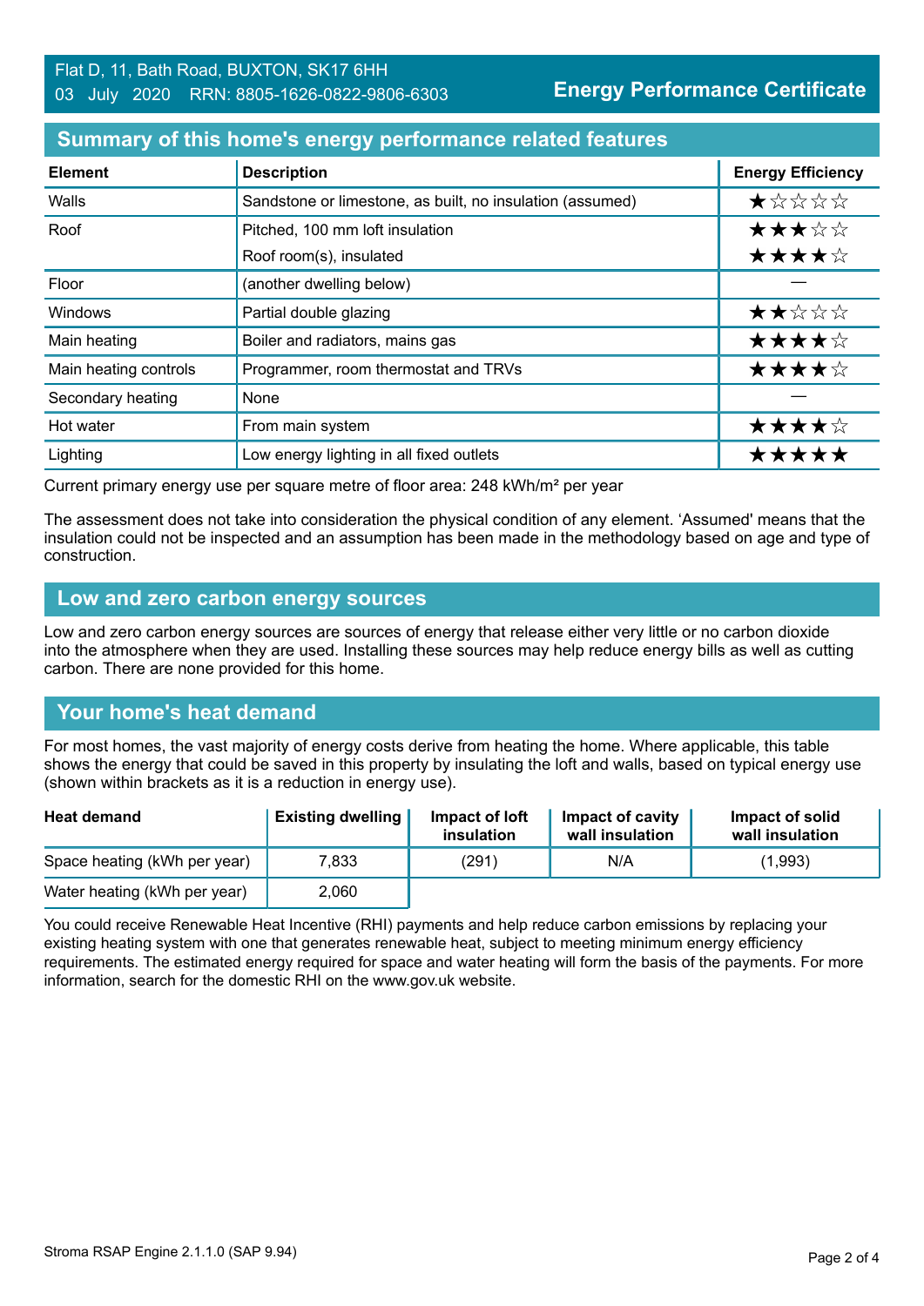Flat D, 11, Bath Road, BUXTON, SK17 6HH
03 July 2020 RRN: 8805-1626-0822-9806-6303

**Energy Performance Certificate**

## Summary of this home's energy performance related features

| Element | Description | Energy Efficiency |
|---|---|---|
| Walls | Sandstone or limestone, as built, no insulation (assumed) | ★☆☆☆☆ |
| Roof | Pitched, 100 mm loft insulation | ★★★☆☆ |
| | Roof room(s), insulated | ★★★★☆ |
| Floor | (another dwelling below) | — |
| Windows | Partial double glazing | ★★☆☆☆ |
| Main heating | Boiler and radiators, mains gas | ★★★★☆ |
| Main heating controls | Programmer, room thermostat and TRVs | ★★★★☆ |
| Secondary heating | None | — |
| Hot water | From main system | ★★★★☆ |
| Lighting | Low energy lighting in all fixed outlets | ★★★★★ |

Current primary energy use per square metre of floor area: 248 kWh/m² per year

The assessment does not take into consideration the physical condition of any element. 'Assumed' means that the insulation could not be inspected and an assumption has been made in the methodology based on age and type of construction.

## Low and zero carbon energy sources

Low and zero carbon energy sources are sources of energy that release either very little or no carbon dioxide into the atmosphere when they are used. Installing these sources may help reduce energy bills as well as cutting carbon. There are none provided for this home.

## Your home's heat demand

For most homes, the vast majority of energy costs derive from heating the home. Where applicable, this table shows the energy that could be saved in this property by insulating the loft and walls, based on typical energy use (shown within brackets as it is a reduction in energy use).

| Heat demand | Existing dwelling | Impact of loft insulation | Impact of cavity wall insulation | Impact of solid wall insulation |
|---|---|---|---|---|
| Space heating (kWh per year) | 7,833 | (291) | N/A | (1,993) |
| Water heating (kWh per year) | 2,060 | | | |

You could receive Renewable Heat Incentive (RHI) payments and help reduce carbon emissions by replacing your existing heating system with one that generates renewable heat, subject to meeting minimum energy efficiency requirements. The estimated energy required for space and water heating will form the basis of the payments. For more information, search for the domestic RHI on the www.gov.uk website.

Stroma RSAP Engine 2.1.1.0 (SAP 9.94)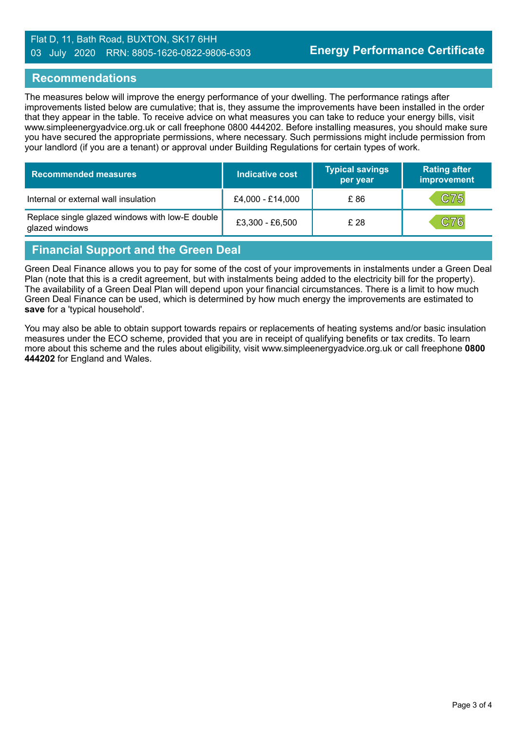## Recommendations

The measures below will improve the energy performance of your dwelling. The performance ratings after improvements listed below are cumulative; that is, they assume the improvements have been installed in the order that they appear in the table. To receive advice on what measures you can take to reduce your energy bills, visit www.simpleenergyadvice.org.uk or call freephone 0800 444202. Before installing measures, you should make sure you have secured the appropriate permissions, where necessary. Such permissions might include permission from your landlord (if you are a tenant) or approval under Building Regulations for certain types of work.

| Recommended measures | Indicative cost | Typical savings per year | Rating after improvement |
|---|---|---|---|
| Internal or external wall insulation | £4,000 - £14,000 | £ 86 | C75 |
| Replace single glazed windows with low-E double glazed windows | £3,300 - £6,500 | £ 28 | C76 |

## Financial Support and the Green Deal

Green Deal Finance allows you to pay for some of the cost of your improvements in instalments under a Green Deal Plan (note that this is a credit agreement, but with instalments being added to the electricity bill for the property). The availability of a Green Deal Plan will depend upon your financial circumstances. There is a limit to how much Green Deal Finance can be used, which is determined by how much energy the improvements are estimated to **save** for a 'typical household'.

You may also be able to obtain support towards repairs or replacements of heating systems and/or basic insulation measures under the ECO scheme, provided that you are in receipt of qualifying benefits or tax credits. To learn more about this scheme and the rules about eligibility, visit www.simpleenergyadvice.org.uk or call freephone **0800 444202** for England and Wales.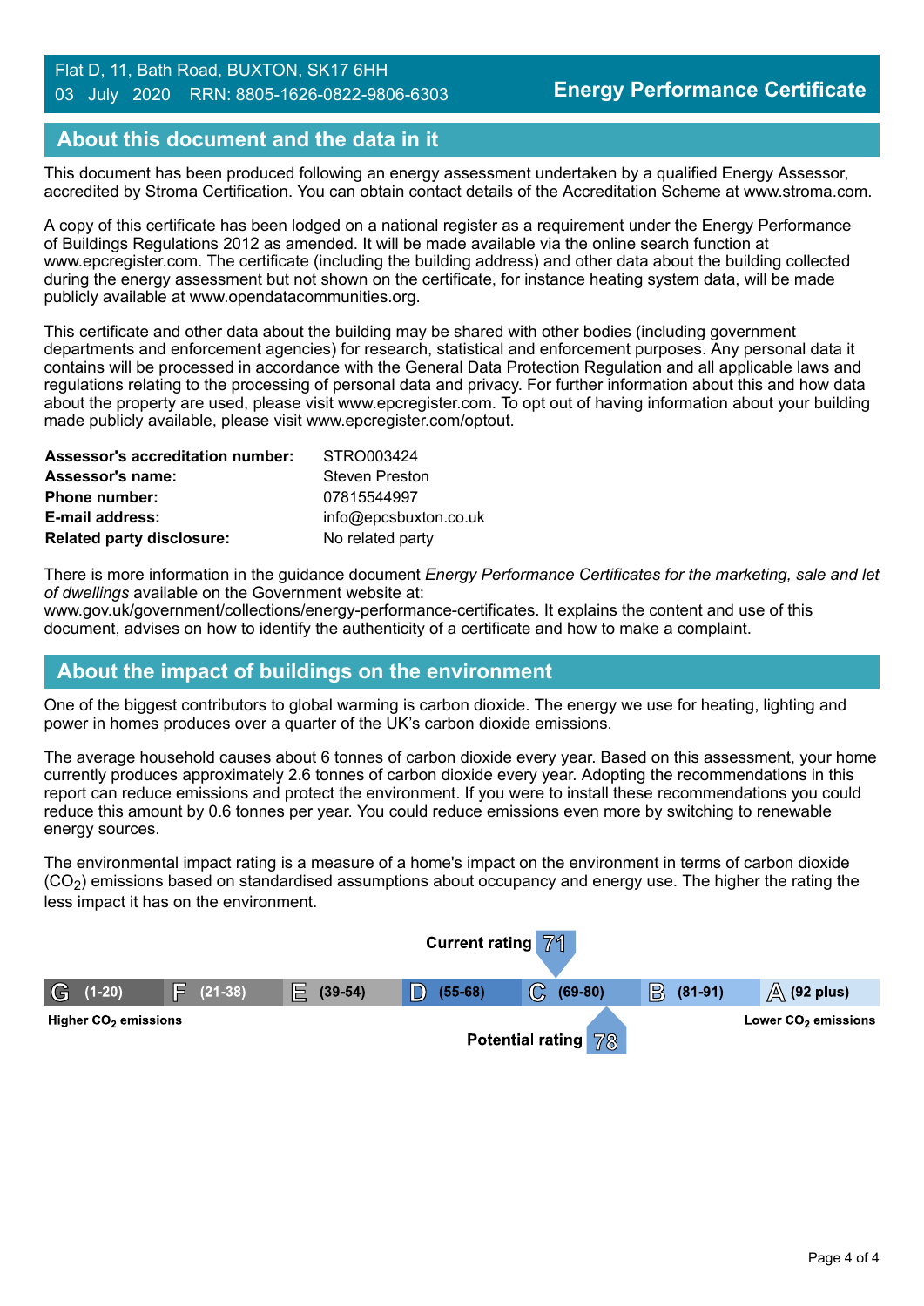Flat D, 11, Bath Road, BUXTON, SK17 6HH
03 July 2020 RRN: 8805-1626-0822-9806-6303

**Energy Performance Certificate**

## About this document and the data in it

This document has been produced following an energy assessment undertaken by a qualified Energy Assessor, accredited by Stroma Certification. You can obtain contact details of the Accreditation Scheme at www.stroma.com.

A copy of this certificate has been lodged on a national register as a requirement under the Energy Performance of Buildings Regulations 2012 as amended. It will be made available via the online search function at www.epcregister.com. The certificate (including the building address) and other data about the building collected during the energy assessment but not shown on the certificate, for instance heating system data, will be made publicly available at www.opendatacommunities.org.

This certificate and other data about the building may be shared with other bodies (including government departments and enforcement agencies) for research, statistical and enforcement purposes. Any personal data it contains will be processed in accordance with the General Data Protection Regulation and all applicable laws and regulations relating to the processing of personal data and privacy. For further information about this and how data about the property are used, please visit www.epcregister.com. To opt out of having information about your building made publicly available, please visit www.epcregister.com/optout.

| | |
|---|---|
| **Assessor's accreditation number:** | STRO003424 |
| **Assessor's name:** | Steven Preston |
| **Phone number:** | 07815544997 |
| **E-mail address:** | info@epcsbuxton.co.uk |
| **Related party disclosure:** | No related party |

There is more information in the guidance document *Energy Performance Certificates for the marketing, sale and let of dwellings* available on the Government website at: www.gov.uk/government/collections/energy-performance-certificates. It explains the content and use of this document, advises on how to identify the authenticity of a certificate and how to make a complaint.

## About the impact of buildings on the environment

One of the biggest contributors to global warming is carbon dioxide. The energy we use for heating, lighting and power in homes produces over a quarter of the UK's carbon dioxide emissions.

The average household causes about 6 tonnes of carbon dioxide every year. Based on this assessment, your home currently produces approximately 2.6 tonnes of carbon dioxide every year. Adopting the recommendations in this report can reduce emissions and protect the environment. If you were to install these recommendations you could reduce this amount by 0.6 tonnes per year. You could reduce emissions even more by switching to renewable energy sources.

The environmental impact rating is a measure of a home's impact on the environment in terms of carbon dioxide ($CO_2$) emissions based on standardised assumptions about occupancy and energy use. The higher the rating the less impact it has on the environment.

Current rating 71

G (1-20) F (21-38) E (39-54) D (55-68) C (69-80) B (81-91) A (92 plus)

Higher $CO_2$ emissions

Lower $CO_2$ emissions

Potential rating 78